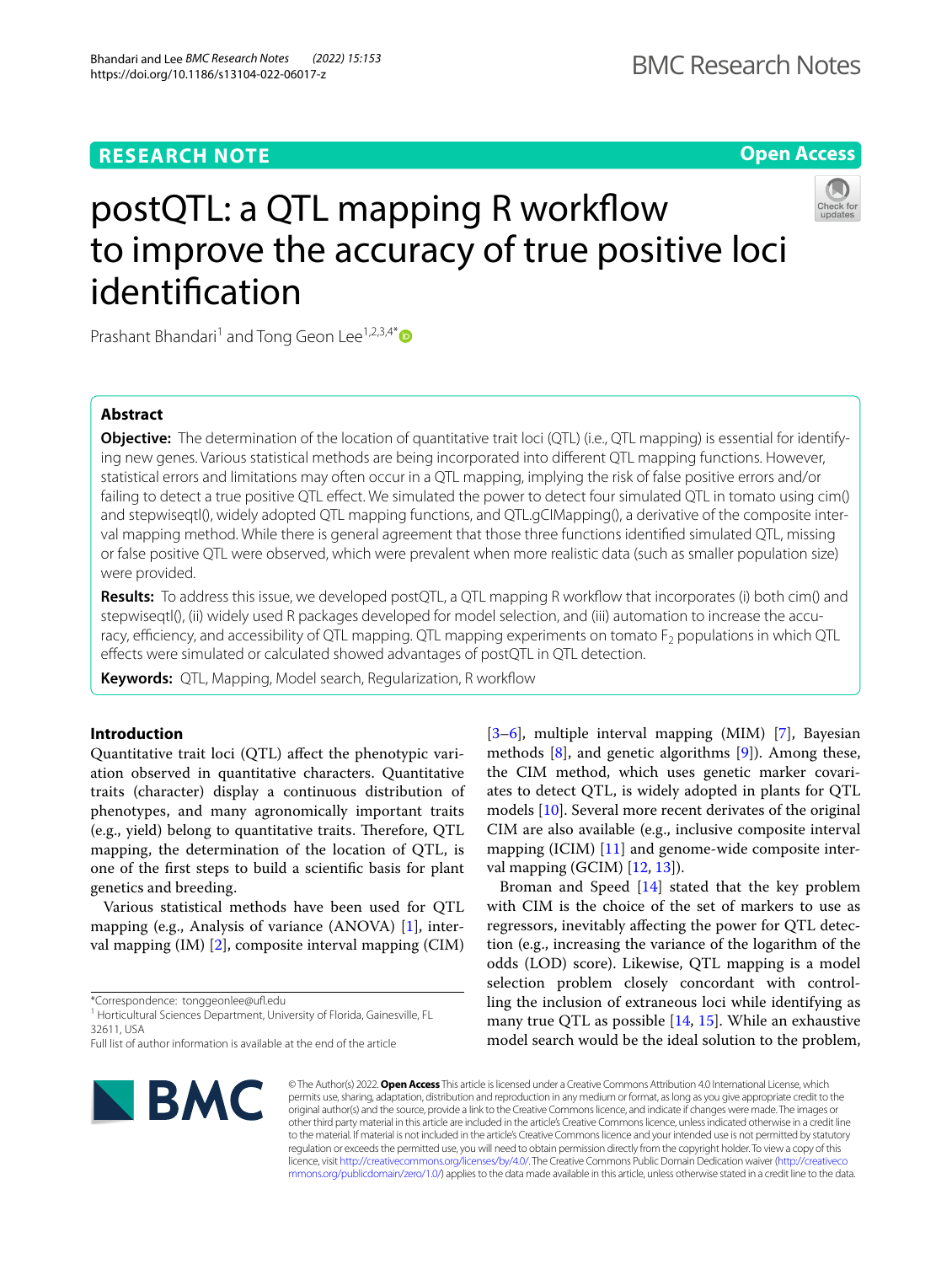RESEARCH NOTE

Open Access

# postQTL: a QTL mapping R workflow to improve the accuracy of true positive loci identification

Prashant Bhandari[1] and Tong Geon Lee[1,2,3,4*]

## Abstract

**Objective:** The determination of the location of quantitative trait loci (QTL) (i.e., QTL mapping) is essential for identifying new genes. Various statistical methods are being incorporated into different QTL mapping functions. However, statistical errors and limitations may often occur in a QTL mapping, implying the risk of false positive errors and/or failing to detect a true positive QTL effect. We simulated the power to detect four simulated QTL in tomato using cim() and stepwiseqtl(), widely adopted QTL mapping functions, and QTL.gCIMapping(), a derivative of the composite interval mapping method. While there is general agreement that those three functions identified simulated QTL, missing or false positive QTL were observed, which were prevalent when more realistic data (such as smaller population size) were provided.

**Results:** To address this issue, we developed postQTL, a QTL mapping R workflow that incorporates (i) both cim() and stepwiseqtl(), (ii) widely used R packages developed for model selection, and (iii) automation to increase the accuracy, efficiency, and accessibility of QTL mapping. QTL mapping experiments on tomato $F_2$ populations in which QTL effects were simulated or calculated showed advantages of postQTL in QTL detection.

**Keywords:** QTL, Mapping, Model search, Regularization, R workflow

## Introduction

Quantitative trait loci (QTL) affect the phenotypic variation observed in quantitative characters. Quantitative traits (character) display a continuous distribution of phenotypes, and many agronomically important traits (e.g., yield) belong to quantitative traits. Therefore, QTL mapping, the determination of the location of QTL, is one of the first steps to build a scientific basis for plant genetics and breeding.

Various statistical methods have been used for QTL mapping (e.g., Analysis of variance (ANOVA) [1], interval mapping (IM) [2], composite interval mapping (CIM) [3–6], multiple interval mapping (MIM) [7], Bayesian methods [8], and genetic algorithms [9]). Among these, the CIM method, which uses genetic marker covariates to detect QTL, is widely adopted in plants for QTL models [10]. Several more recent derivates of the original CIM are also available (e.g., inclusive composite interval mapping (ICIM) [11] and genome-wide composite interval mapping (GCIM) [12, 13]).

Broman and Speed [14] stated that the key problem with CIM is the choice of the set of markers to use as regressors, inevitably affecting the power for QTL detection (e.g., increasing the variance of the logarithm of the odds (LOD) score). Likewise, QTL mapping is a model selection problem closely concordant with controlling the inclusion of extraneous loci while identifying as many true QTL as possible [14, 15]. While an exhaustive model search would be the ideal solution to the problem,

*Correspondence: tonggeonlee@ufl.edu

[1] Horticultural Sciences Department, University of Florida, Gainesville, FL 32611, USA

Full list of author information is available at the end of the article

© The Author(s) 2022. **Open Access** This article is licensed under a Creative Commons Attribution 4.0 International License, which permits use, sharing, adaptation, distribution and reproduction in any medium or format, as long as you give appropriate credit to the original author(s) and the source, provide a link to the Creative Commons licence, and indicate if changes were made. The images or other third party material in this article are included in the article's Creative Commons licence, unless indicated otherwise in a credit line to the material. If material is not included in the article's Creative Commons licence and your intended use is not permitted by statutory regulation or exceeds the permitted use, you will need to obtain permission directly from the copyright holder. To view a copy of this licence, visit http://creativecommons.org/licenses/by/4.0/. The Creative Commons Public Domain Dedication waiver (http://creativecommons.org/publicdomain/zero/1.0/) applies to the data made available in this article, unless otherwise stated in a credit line to the data.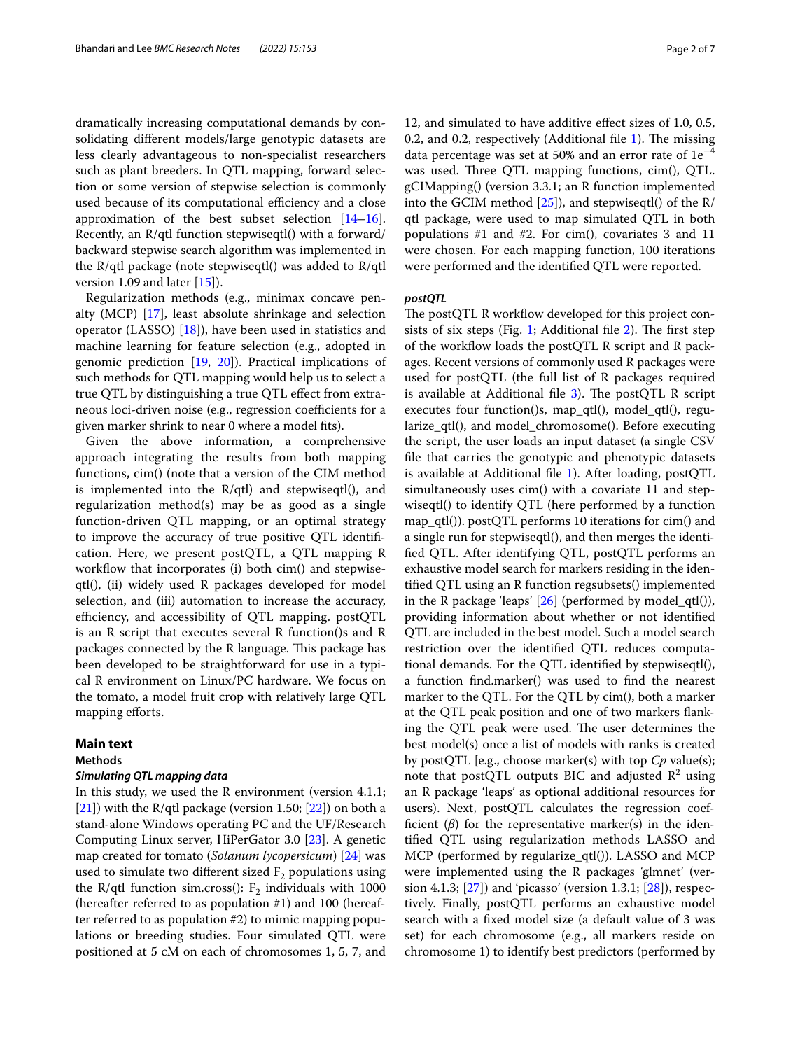dramatically increasing computational demands by consolidating different models/large genotypic datasets are less clearly advantageous to non-specialist researchers such as plant breeders. In QTL mapping, forward selection or some version of stepwise selection is commonly used because of its computational efficiency and a close approximation of the best subset selection [14–16]. Recently, an R/qtl function stepwiseqtl() with a forward/backward stepwise search algorithm was implemented in the R/qtl package (note stepwiseqtl() was added to R/qtl version 1.09 and later [15]).

Regularization methods (e.g., minimax concave penalty (MCP) [17], least absolute shrinkage and selection operator (LASSO) [18]), have been used in statistics and machine learning for feature selection (e.g., adopted in genomic prediction [19, 20]). Practical implications of such methods for QTL mapping would help us to select a true QTL by distinguishing a true QTL effect from extraneous loci-driven noise (e.g., regression coefficients for a given marker shrink to near 0 where a model fits).

Given the above information, a comprehensive approach integrating the results from both mapping functions, cim() (note that a version of the CIM method is implemented into the R/qtl) and stepwiseqtl(), and regularization method(s) may be as good as a single function-driven QTL mapping, or an optimal strategy to improve the accuracy of true positive QTL identification. Here, we present postQTL, a QTL mapping R workflow that incorporates (i) both cim() and stepwiseqtl(), (ii) widely used R packages developed for model selection, and (iii) automation to increase the accuracy, efficiency, and accessibility of QTL mapping. postQTL is an R script that executes several R function()s and R packages connected by the R language. This package has been developed to be straightforward for use in a typical R environment on Linux/PC hardware. We focus on the tomato, a model fruit crop with relatively large QTL mapping efforts.

## Main text

### Methods

#### *Simulating QTL mapping data*

In this study, we used the R environment (version 4.1.1; [21]) with the R/qtl package (version 1.50; [22]) on both a stand-alone Windows operating PC and the UF/Research Computing Linux server, HiPerGator 3.0 [23]. A genetic map created for tomato (*Solanum lycopersicum*) [24] was used to simulate two different sized $F_2$ populations using the R/qtl function sim.cross(): $F_2$ individuals with 1000 (hereafter referred to as population #1) and 100 (hereafter referred to as population #2) to mimic mapping populations or breeding studies. Four simulated QTL were positioned at 5 cM on each of chromosomes 1, 5, 7, and 12, and simulated to have additive effect sizes of 1.0, 0.5, 0.2, and 0.2, respectively (Additional file 1). The missing data percentage was set at 50% and an error rate of $1e^{-4}$ was used. Three QTL mapping functions, cim(), QTL.gCIMapping() (version 3.3.1; an R function implemented into the GCIM method [25]), and stepwiseqtl() of the R/qtl package, were used to map simulated QTL in both populations #1 and #2. For cim(), covariates 3 and 11 were chosen. For each mapping function, 100 iterations were performed and the identified QTL were reported.

#### *postQTL*

The postQTL R workflow developed for this project consists of six steps (Fig. 1; Additional file 2). The first step of the workflow loads the postQTL R script and R packages. Recent versions of commonly used R packages were used for postQTL (the full list of R packages required is available at Additional file 3). The postQTL R script executes four function()s, map_qtl(), model_qtl(), regularize_qtl(), and model_chromosome(). Before executing the script, the user loads an input dataset (a single CSV file that carries the genotypic and phenotypic datasets is available at Additional file 1). After loading, postQTL simultaneously uses cim() with a covariate 11 and stepwiseqtl() to identify QTL (here performed by a function map_qtl()). postQTL performs 10 iterations for cim() and a single run for stepwiseqtl(), and then merges the identified QTL. After identifying QTL, postQTL performs an exhaustive model search for markers residing in the identified QTL using an R function regsubsets() implemented in the R package 'leaps' [26] (performed by model_qtl()), providing information about whether or not identified QTL are included in the best model. Such a model search restriction over the identified QTL reduces computational demands. For the QTL identified by stepwiseqtl(), a function find.marker() was used to find the nearest marker to the QTL. For the QTL by cim(), both a marker at the QTL peak position and one of two markers flanking the QTL peak were used. The user determines the best model(s) once a list of models with ranks is created by postQTL [e.g., choose marker(s) with top *Cp* value(s); note that postQTL outputs BIC and adjusted $R^2$ using an R package 'leaps' as optional additional resources for users). Next, postQTL calculates the regression coefficient ($\beta$) for the representative marker(s) in the identified QTL using regularization methods LASSO and MCP (performed by regularize_qtl()). LASSO and MCP were implemented using the R packages 'glmnet' (version 4.1.3; [27]) and 'picasso' (version 1.3.1; [28]), respectively. Finally, postQTL performs an exhaustive model search with a fixed model size (a default value of 3 was set) for each chromosome (e.g., all markers reside on chromosome 1) to identify best predictors (performed by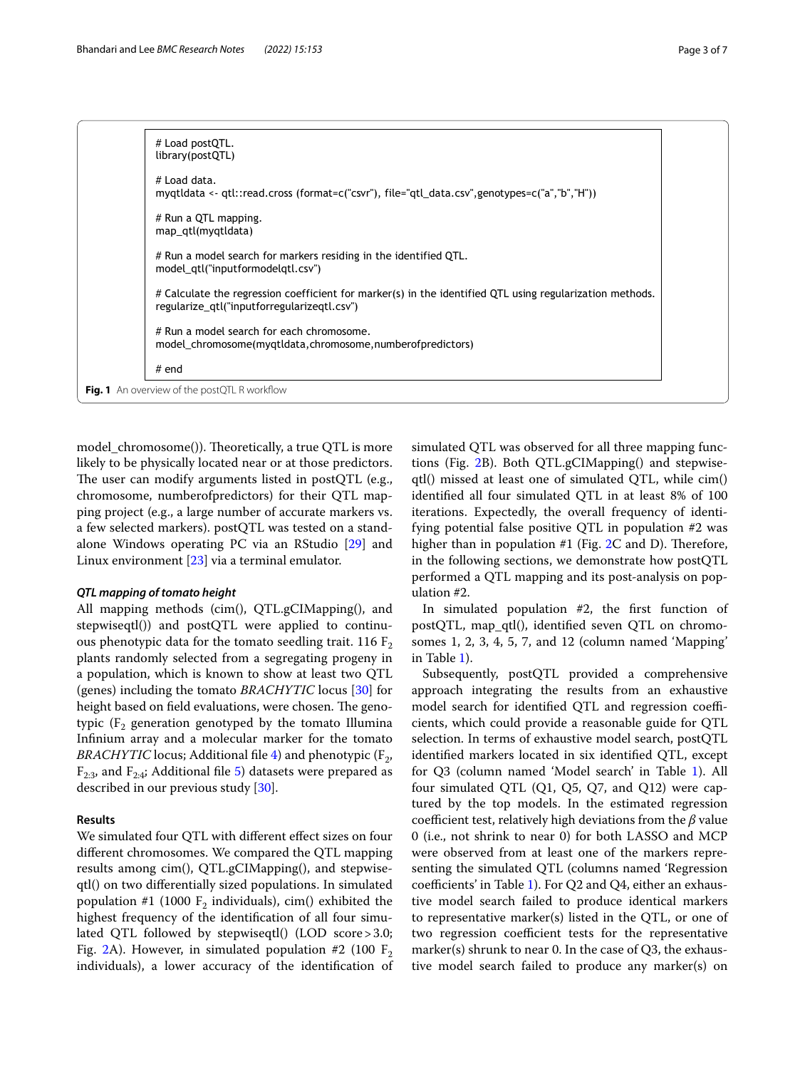```
# Load postQTL.
library(postQTL)

# Load data.
myqtldata <- qtl::read.cross (format=c("csvr"), file="qtl_data.csv",genotypes=c("a","b","H"))

# Run a QTL mapping.
map_qtl(myqtldata)

# Run a model search for markers residing in the identified QTL.
model_qtl("inputformodelqtl.csv")

# Calculate the regression coefficient for marker(s) in the identified QTL using regularization methods.
regularize_qtl("inputforregularizeqtl.csv")

# Run a model search for each chromosome.
model_chromosome(myqtldata,chromosome,numberofpredictors)

# end
```

**Fig. 1** An overview of the postQTL R workflow

model_chromosome()). Theoretically, a true QTL is more likely to be physically located near or at those predictors. The user can modify arguments listed in postQTL (e.g., chromosome, numberofpredictors) for their QTL mapping project (e.g., a large number of accurate markers vs. a few selected markers). postQTL was tested on a standalone Windows operating PC via an RStudio [29] and Linux environment [23] via a terminal emulator.

### *QTL mapping of tomato height*

All mapping methods (cim(), QTL.gCIMapping(), and stepwiseqtl()) and postQTL were applied to continuous phenotypic data for the tomato seedling trait. 116 $F_2$ plants randomly selected from a segregating progeny in a population, which is known to show at least two QTL (genes) including the tomato *BRACHYTIC* locus [30] for height based on field evaluations, were chosen. The genotypic ($F_2$ generation genotyped by the tomato Illumina Infinium array and a molecular marker for the tomato *BRACHYTIC* locus; Additional file 4) and phenotypic ($F_2$, $F_{2:3}$, and $F_{2:4}$; Additional file 5) datasets were prepared as described in our previous study [30].

## Results

We simulated four QTL with different effect sizes on four different chromosomes. We compared the QTL mapping results among cim(), QTL.gCIMapping(), and stepwiseqtl() on two differentially sized populations. In simulated population #1 (1000 $F_2$ individuals), cim() exhibited the highest frequency of the identification of all four simulated QTL followed by stepwiseqtl() (LOD score > 3.0; Fig. 2A). However, in simulated population #2 (100 $F_2$ individuals), a lower accuracy of the identification of simulated QTL was observed for all three mapping functions (Fig. 2B). Both QTL.gCIMapping() and stepwiseqtl() missed at least one of simulated QTL, while cim() identified all four simulated QTL in at least 8% of 100 iterations. Expectedly, the overall frequency of identifying potential false positive QTL in population #2 was higher than in population #1 (Fig. 2C and D). Therefore, in the following sections, we demonstrate how postQTL performed a QTL mapping and its post-analysis on population #2.

In simulated population #2, the first function of postQTL, map_qtl(), identified seven QTL on chromosomes 1, 2, 3, 4, 5, 7, and 12 (column named 'Mapping' in Table 1).

Subsequently, postQTL provided a comprehensive approach integrating the results from an exhaustive model search for identified QTL and regression coefficients, which could provide a reasonable guide for QTL selection. In terms of exhaustive model search, postQTL identified markers located in six identified QTL, except for Q3 (column named 'Model search' in Table 1). All four simulated QTL (Q1, Q5, Q7, and Q12) were captured by the top models. In the estimated regression coefficient test, relatively high deviations from the $\beta$ value 0 (i.e., not shrink to near 0) for both LASSO and MCP were observed from at least one of the markers representing the simulated QTL (columns named 'Regression coefficients' in Table 1). For Q2 and Q4, either an exhaustive model search failed to produce identical markers to representative marker(s) listed in the QTL, or one of two regression coefficient tests for the representative marker(s) shrunk to near 0. In the case of Q3, the exhaustive model search failed to produce any marker(s) on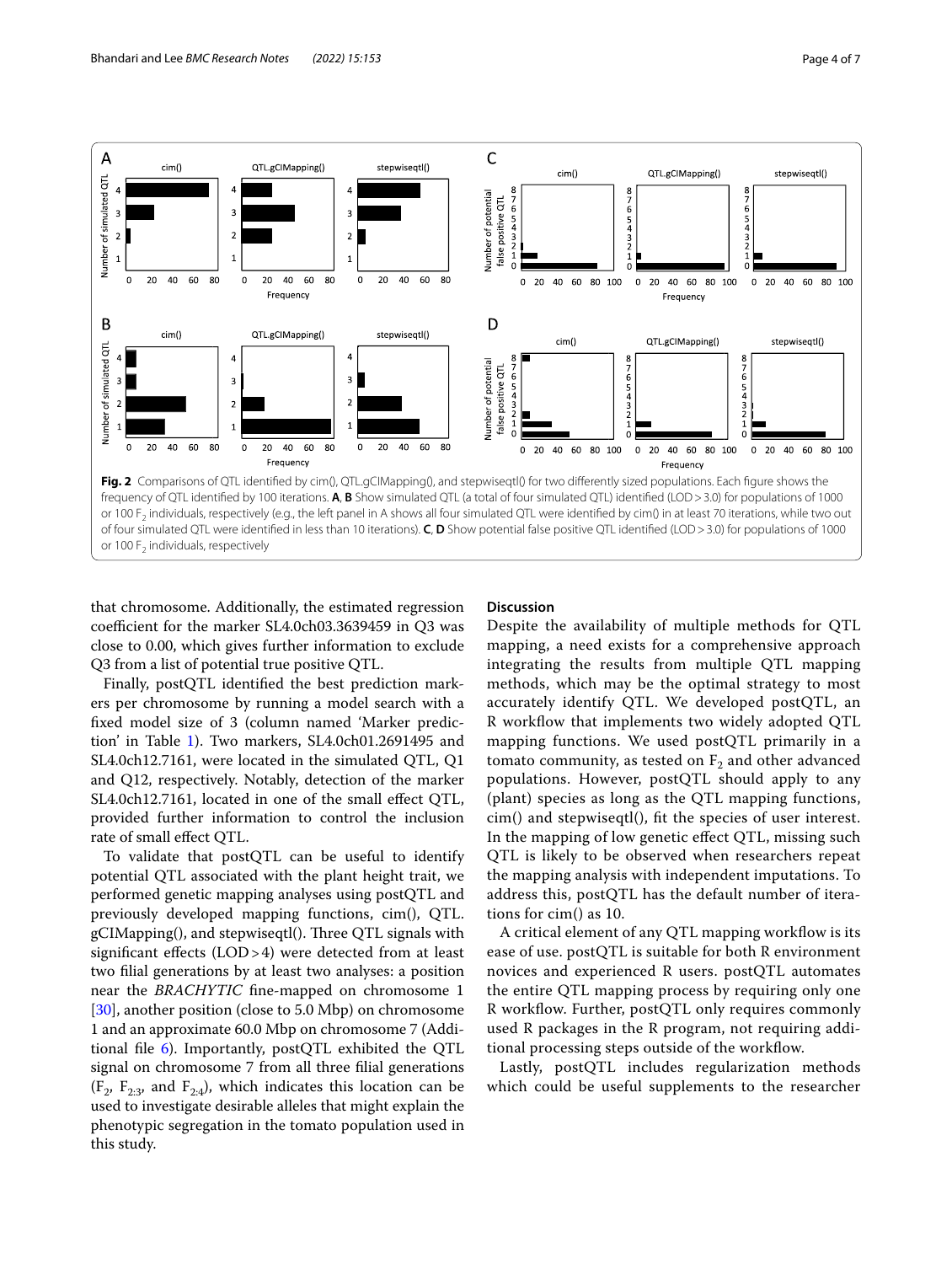**Fig. 2** Comparisons of QTL identified by cim(), QTL.gCIMapping(), and stepwiseqtl() for two differently sized populations. Each figure shows the frequency of QTL identified by 100 iterations. **A**, **B** Show simulated QTL (a total of four simulated QTL) identified (LOD > 3.0) for populations of 1000 or 100 $F_2$ individuals, respectively (e.g., the left panel in A shows all four simulated QTL were identified by cim() in at least 70 iterations, while two out of four simulated QTL were identified in less than 10 iterations). **C**, **D** Show potential false positive QTL identified (LOD > 3.0) for populations of 1000 or 100 $F_2$ individuals, respectively

that chromosome. Additionally, the estimated regression coefficient for the marker SL4.0ch03.3639459 in Q3 was close to 0.00, which gives further information to exclude Q3 from a list of potential true positive QTL.

Finally, postQTL identified the best prediction markers per chromosome by running a model search with a fixed model size of 3 (column named 'Marker prediction' in Table 1). Two markers, SL4.0ch01.2691495 and SL4.0ch12.7161, were located in the simulated QTL, Q1 and Q12, respectively. Notably, detection of the marker SL4.0ch12.7161, located in one of the small effect QTL, provided further information to control the inclusion rate of small effect QTL.

To validate that postQTL can be useful to identify potential QTL associated with the plant height trait, we performed genetic mapping analyses using postQTL and previously developed mapping functions, cim(), QTL.gCIMapping(), and stepwiseqtl(). Three QTL signals with significant effects (LOD > 4) were detected from at least two filial generations by at least two analyses: a position near the *BRACHYTIC* fine-mapped on chromosome 1 [30], another position (close to 5.0 Mbp) on chromosome 1 and an approximate 60.0 Mbp on chromosome 7 (Additional file 6). Importantly, postQTL exhibited the QTL signal on chromosome 7 from all three filial generations ($F_2$, $F_{2:3}$, and $F_{2:4}$), which indicates this location can be used to investigate desirable alleles that might explain the phenotypic segregation in the tomato population used in this study.

## Discussion

Despite the availability of multiple methods for QTL mapping, a need exists for a comprehensive approach integrating the results from multiple QTL mapping methods, which may be the optimal strategy to most accurately identify QTL. We developed postQTL, an R workflow that implements two widely adopted QTL mapping functions. We used postQTL primarily in a tomato community, as tested on $F_2$ and other advanced populations. However, postQTL should apply to any (plant) species as long as the QTL mapping functions, cim() and stepwiseqtl(), fit the species of user interest. In the mapping of low genetic effect QTL, missing such QTL is likely to be observed when researchers repeat the mapping analysis with independent imputations. To address this, postQTL has the default number of iterations for cim() as 10.

A critical element of any QTL mapping workflow is its ease of use. postQTL is suitable for both R environment novices and experienced R users. postQTL automates the entire QTL mapping process by requiring only one R workflow. Further, postQTL only requires commonly used R packages in the R program, not requiring additional processing steps outside of the workflow.

Lastly, postQTL includes regularization methods which could be useful supplements to the researcher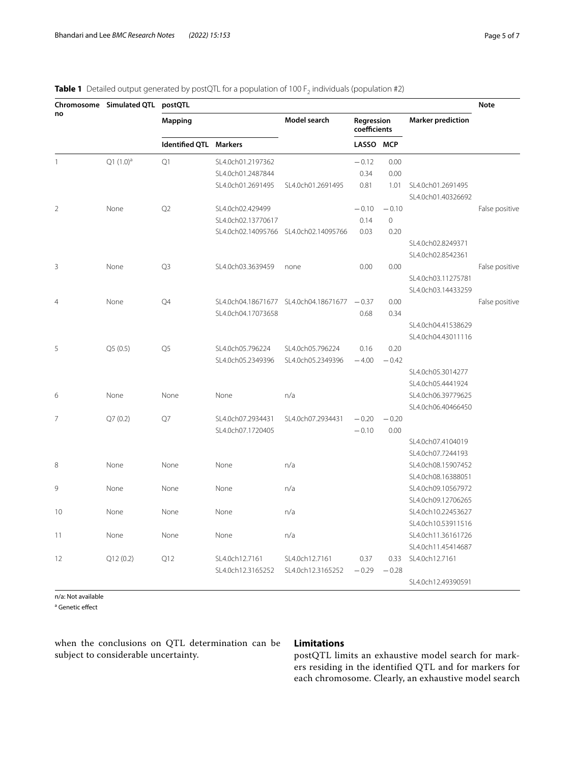**Table 1** Detailed output generated by postQTL for a population of 100 $F_2$ individuals (population #2)

| Chromosome no | Simulated QTL | postQTL | | | | | | Note |
|---|---|---|---|---|---|---|---|---|
| | | Mapping | | Model search | Regression coefficients | | Marker prediction | |
| | | Identified QTL | Markers | | LASSO | MCP | | |
| 1 | Q1 (1.0)[a] | Q1 | SL4.0ch01.2197362 | | −0.12 | 0.00 | | |
| | | | SL4.0ch01.2487844 | | 0.34 | 0.00 | | |
| | | | SL4.0ch01.2691495 | SL4.0ch01.2691495 | 0.81 | 1.01 | SL4.0ch01.2691495 | |
| | | | | | | | SL4.0ch01.40326692 | |
| 2 | None | Q2 | SL4.0ch02.429499 | | −0.10 | −0.10 | | False positive |
| | | | SL4.0ch02.13770617 | | 0.14 | 0 | | |
| | | | SL4.0ch02.14095766 | SL4.0ch02.14095766 | 0.03 | 0.20 | | |
| | | | | | | | SL4.0ch02.8249371 | |
| | | | | | | | SL4.0ch02.8542361 | |
| 3 | None | Q3 | SL4.0ch03.3639459 | none | 0.00 | 0.00 | | False positive |
| | | | | | | | SL4.0ch03.11275781 | |
| | | | | | | | SL4.0ch03.14433259 | |
| 4 | None | Q4 | SL4.0ch04.18671677 | SL4.0ch04.18671677 | −0.37 | 0.00 | | False positive |
| | | | SL4.0ch04.17073658 | | 0.68 | 0.34 | | |
| | | | | | | | SL4.0ch04.41538629 | |
| | | | | | | | SL4.0ch04.43011116 | |
| 5 | Q5 (0.5) | Q5 | SL4.0ch05.796224 | SL4.0ch05.796224 | 0.16 | 0.20 | | |
| | | | SL4.0ch05.2349396 | SL4.0ch05.2349396 | −4.00 | −0.42 | | |
| | | | | | | | SL4.0ch05.3014277 | |
| | | | | | | | SL4.0ch05.4441924 | |
| 6 | None | None | None | n/a | | | SL4.0ch06.39779625 | |
| | | | | | | | SL4.0ch06.40466450 | |
| 7 | Q7 (0.2) | Q7 | SL4.0ch07.2934431 | SL4.0ch07.2934431 | −0.20 | −0.20 | | |
| | | | SL4.0ch07.1720405 | | −0.10 | 0.00 | | |
| | | | | | | | SL4.0ch07.4104019 | |
| | | | | | | | SL4.0ch07.7244193 | |
| 8 | None | None | None | n/a | | | SL4.0ch08.15907452 | |
| | | | | | | | SL4.0ch08.16388051 | |
| 9 | None | None | None | n/a | | | SL4.0ch09.10567972 | |
| | | | | | | | SL4.0ch09.12706265 | |
| 10 | None | None | None | n/a | | | SL4.0ch10.22453627 | |
| | | | | | | | SL4.0ch10.53911516 | |
| 11 | None | None | None | n/a | | | SL4.0ch11.36161726 | |
| | | | | | | | SL4.0ch11.45414687 | |
| 12 | Q12 (0.2) | Q12 | SL4.0ch12.7161 | SL4.0ch12.7161 | 0.37 | 0.33 | SL4.0ch12.7161 | |
| | | | SL4.0ch12.3165252 | SL4.0ch12.3165252 | −0.29 | −0.28 | | |
| | | | | | | | SL4.0ch12.49390591 | |

n/a: Not available

[a] Genetic effect

when the conclusions on QTL determination can be subject to considerable uncertainty.

## Limitations

postQTL limits an exhaustive model search for markers residing in the identified QTL and for markers for each chromosome. Clearly, an exhaustive model search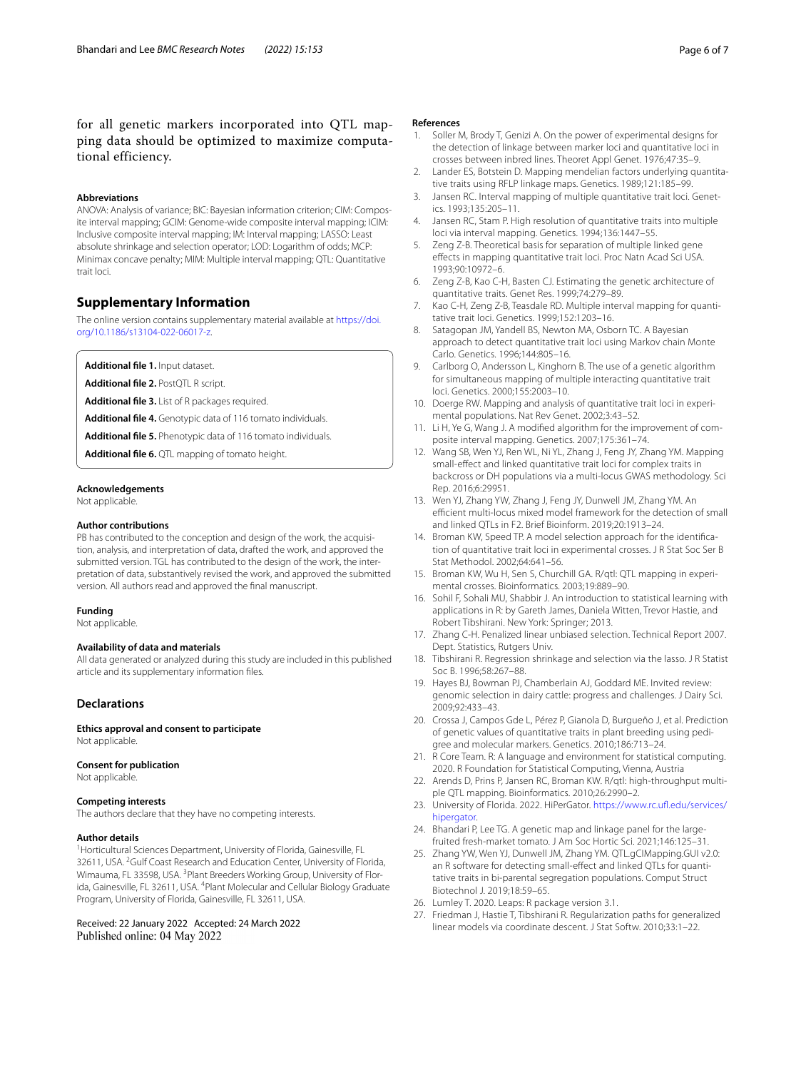for all genetic markers incorporated into QTL mapping data should be optimized to maximize computational efficiency.

#### Abbreviations

ANOVA: Analysis of variance; BIC: Bayesian information criterion; CIM: Composite interval mapping; GCIM: Genome-wide composite interval mapping; ICIM: Inclusive composite interval mapping; IM: Interval mapping; LASSO: Least absolute shrinkage and selection operator; LOD: Logarithm of odds; MCP: Minimax concave penalty; MIM: Multiple interval mapping; QTL: Quantitative trait loci.

## Supplementary Information

The online version contains supplementary material available at https://doi.org/10.1186/s13104-022-06017-z.

**Additional file 1.** Input dataset.

**Additional file 2.** PostQTL R script.

**Additional file 3.** List of R packages required.

**Additional file 4.** Genotypic data of 116 tomato individuals.

**Additional file 5.** Phenotypic data of 116 tomato individuals.

**Additional file 6.** QTL mapping of tomato height.

#### Acknowledgements

Not applicable.

#### Author contributions

PB has contributed to the conception and design of the work, the acquisition, analysis, and interpretation of data, drafted the work, and approved the submitted version. TGL has contributed to the design of the work, the interpretation of data, substantively revised the work, and approved the submitted version. All authors read and approved the final manuscript.

#### Funding

Not applicable.

#### Availability of data and materials

All data generated or analyzed during this study are included in this published article and its supplementary information files.

## Declarations

#### Ethics approval and consent to participate

Not applicable.

#### Consent for publication

Not applicable.

#### Competing interests

The authors declare that they have no competing interests.

#### Author details

[1]Horticultural Sciences Department, University of Florida, Gainesville, FL 32611, USA. [2]Gulf Coast Research and Education Center, University of Florida, Wimauma, FL 33598, USA. [3]Plant Breeders Working Group, University of Florida, Gainesville, FL 32611, USA. [4]Plant Molecular and Cellular Biology Graduate Program, University of Florida, Gainesville, FL 32611, USA.

Received: 22 January 2022 Accepted: 24 March 2022
Published online: 04 May 2022

#### References

1. Soller M, Brody T, Genizi A. On the power of experimental designs for the detection of linkage between marker loci and quantitative loci in crosses between inbred lines. Theoret Appl Genet. 1976;47:35–9.
2. Lander ES, Botstein D. Mapping mendelian factors underlying quantitative traits using RFLP linkage maps. Genetics. 1989;121:185–99.
3. Jansen RC. Interval mapping of multiple quantitative trait loci. Genetics. 1993;135:205–11.
4. Jansen RC, Stam P. High resolution of quantitative traits into multiple loci via interval mapping. Genetics. 1994;136:1447–55.
5. Zeng Z-B. Theoretical basis for separation of multiple linked gene effects in mapping quantitative trait loci. Proc Natn Acad Sci USA. 1993;90:10972–6.
6. Zeng Z-B, Kao C-H, Basten CJ. Estimating the genetic architecture of quantitative traits. Genet Res. 1999;74:279–89.
7. Kao C-H, Zeng Z-B, Teasdale RD. Multiple interval mapping for quantitative trait loci. Genetics. 1999;152:1203–16.
8. Satagopan JM, Yandell BS, Newton MA, Osborn TC. A Bayesian approach to detect quantitative trait loci using Markov chain Monte Carlo. Genetics. 1996;144:805–16.
9. Carlborg O, Andersson L, Kinghorn B. The use of a genetic algorithm for simultaneous mapping of multiple interacting quantitative trait loci. Genetics. 2000;155:2003–10.
10. Doerge RW. Mapping and analysis of quantitative trait loci in experimental populations. Nat Rev Genet. 2002;3:43–52.
11. Li H, Ye G, Wang J. A modified algorithm for the improvement of composite interval mapping. Genetics. 2007;175:361–74.
12. Wang SB, Wen YJ, Ren WL, Ni YL, Zhang J, Feng JY, Zhang YM. Mapping small-effect and linked quantitative trait loci for complex traits in backcross or DH populations via a multi-locus GWAS methodology. Sci Rep. 2016;6:29951.
13. Wen YJ, Zhang YW, Zhang J, Feng JY, Dunwell JM, Zhang YM. An efficient multi-locus mixed model framework for the detection of small and linked QTLs in F2. Brief Bioinform. 2019;20:1913–24.
14. Broman KW, Speed TP. A model selection approach for the identification of quantitative trait loci in experimental crosses. J R Stat Soc Ser B Stat Methodol. 2002;64:641–56.
15. Broman KW, Wu H, Sen S, Churchill GA. R/qtl: QTL mapping in experimental crosses. Bioinformatics. 2003;19:889–90.
16. Sohil F, Sohali MU, Shabbir J. An introduction to statistical learning with applications in R: by Gareth James, Daniela Witten, Trevor Hastie, and Robert Tibshirani. New York: Springer; 2013.
17. Zhang C-H. Penalized linear unbiased selection. Technical Report 2007. Dept. Statistics, Rutgers Univ.
18. Tibshirani R. Regression shrinkage and selection via the lasso. J R Statist Soc B. 1996;58:267–88.
19. Hayes BJ, Bowman PJ, Chamberlain AJ, Goddard ME. Invited review: genomic selection in dairy cattle: progress and challenges. J Dairy Sci. 2009;92:433–43.
20. Crossa J, Campos Gde L, Pérez P, Gianola D, Burgueño J, et al. Prediction of genetic values of quantitative traits in plant breeding using pedigree and molecular markers. Genetics. 2010;186:713–24.
21. R Core Team. R: A language and environment for statistical computing. 2020. R Foundation for Statistical Computing, Vienna, Austria
22. Arends D, Prins P, Jansen RC, Broman KW. R/qtl: high-throughput multiple QTL mapping. Bioinformatics. 2010;26:2990–2.
23. University of Florida. 2022. HiPerGator. https://www.rc.ufl.edu/services/hipergator.
24. Bhandari P, Lee TG. A genetic map and linkage panel for the large-fruited fresh-market tomato. J Am Soc Hortic Sci. 2021;146:125–31.
25. Zhang YW, Wen YJ, Dunwell JM, Zhang YM. QTL.gCIMapping.GUI v2.0: an R software for detecting small-effect and linked QTLs for quantitative traits in bi-parental segregation populations. Comput Struct Biotechnol J. 2019;18:59–65.
26. Lumley T. 2020. Leaps: R package version 3.1.
27. Friedman J, Hastie T, Tibshirani R. Regularization paths for generalized linear models via coordinate descent. J Stat Softw. 2010;33:1–22.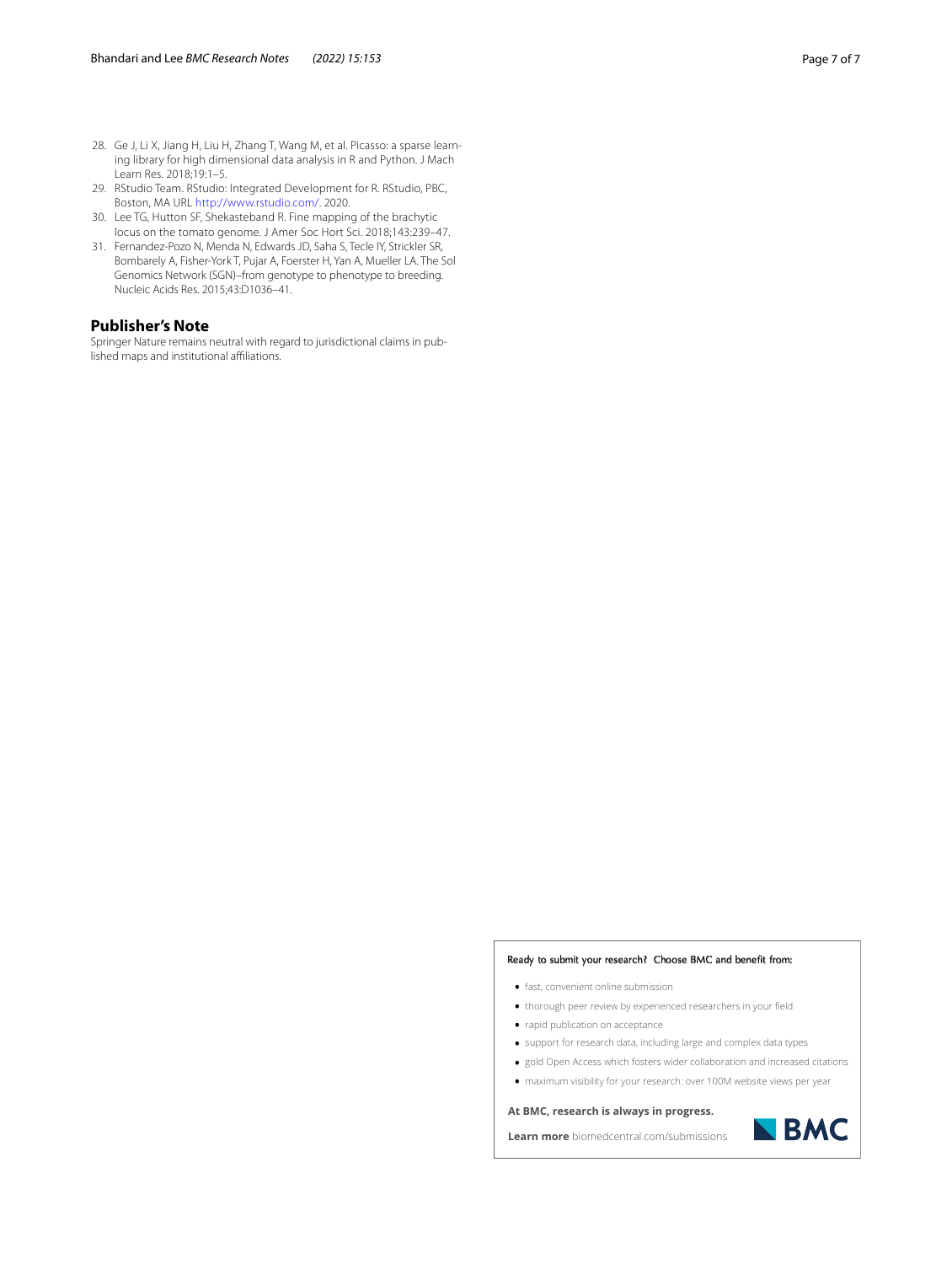28. Ge J, Li X, Jiang H, Liu H, Zhang T, Wang M, et al. Picasso: a sparse learning library for high dimensional data analysis in R and Python. J Mach Learn Res. 2018;19:1–5.
29. RStudio Team. RStudio: Integrated Development for R. RStudio, PBC, Boston, MA URL http://www.rstudio.com/. 2020.
30. Lee TG, Hutton SF, Shekasteband R. Fine mapping of the brachytic locus on the tomato genome. J Amer Soc Hort Sci. 2018;143:239–47.
31. Fernandez-Pozo N, Menda N, Edwards JD, Saha S, Tecle IY, Strickler SR, Bombarely A, Fisher-York T, Pujar A, Foerster H, Yan A, Mueller LA. The Sol Genomics Network (SGN)–from genotype to phenotype to breeding. Nucleic Acids Res. 2015;43:D1036–41.

## Publisher's Note

Springer Nature remains neutral with regard to jurisdictional claims in published maps and institutional affiliations.

Ready to submit your research? Choose BMC and benefit from:

- fast, convenient online submission
- thorough peer review by experienced researchers in your field
- rapid publication on acceptance
- support for research data, including large and complex data types
- gold Open Access which fosters wider collaboration and increased citations
- maximum visibility for your research: over 100M website views per year

**At BMC, research is always in progress.**

**Learn more** biomedcentral.com/submissions